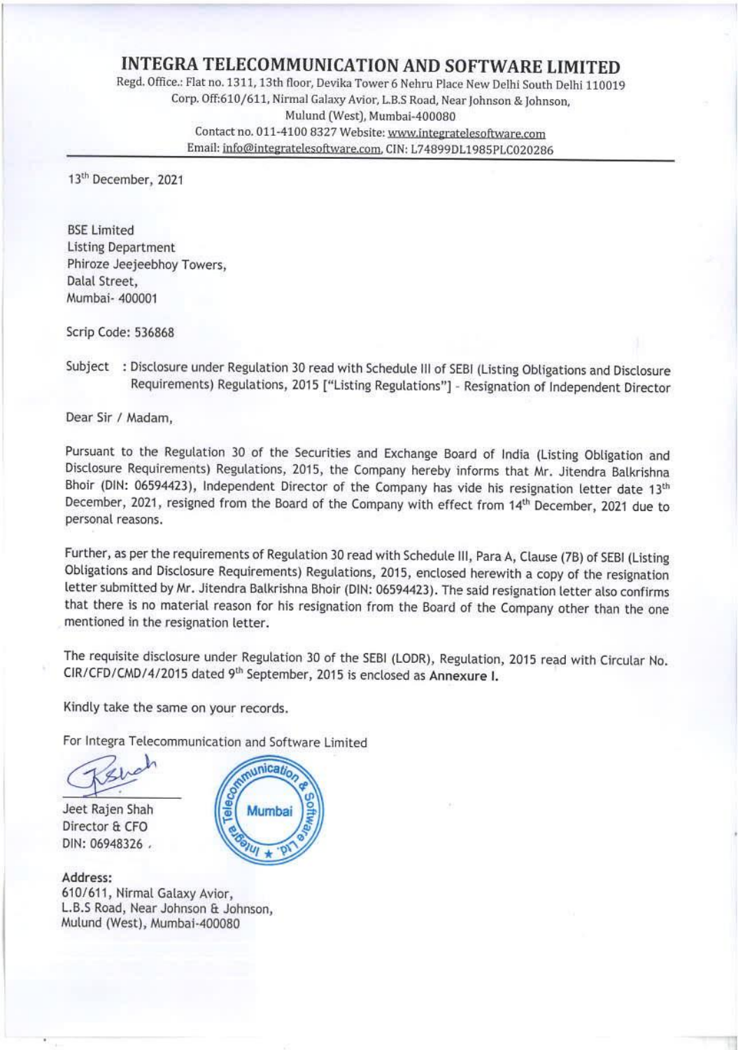# INTEGRA TELECOMMUNICATION AND SOFTWARE LIMITED

Regd. Office.: Flat no. 1311, 13th floor, Devika Tower 6 Nehru Place New Delhi South Delhi 110019
Corp. Off:610/611, Nirmal Galaxy Avior, L.B.S Road, Near Johnson & Johnson,
Mulund (West), Mumbai-400080
Contact no. 011-4100 8327 Website: www.integratelesoftware.com
Email: info@integratelesoftware.com, CIN: L74899DL1985PLC020286

---

13th December, 2021

BSE Limited
Listing Department
Phiroze Jeejeebhoy Towers,
Dalal Street,
Mumbai- 400001

Scrip Code: 536868

Subject : Disclosure under Regulation 30 read with Schedule III of SEBI (Listing Obligations and Disclosure Requirements) Regulations, 2015 ["Listing Regulations"] - Resignation of Independent Director

Dear Sir / Madam,

Pursuant to the Regulation 30 of the Securities and Exchange Board of India (Listing Obligation and Disclosure Requirements) Regulations, 2015, the Company hereby informs that Mr. Jitendra Balkrishna Bhoir (DIN: 06594423), Independent Director of the Company has vide his resignation letter date 13th December, 2021, resigned from the Board of the Company with effect from 14th December, 2021 due to personal reasons.

Further, as per the requirements of Regulation 30 read with Schedule III, Para A, Clause (7B) of SEBI (Listing Obligations and Disclosure Requirements) Regulations, 2015, enclosed herewith a copy of the resignation letter submitted by Mr. Jitendra Balkrishna Bhoir (DIN: 06594423). The said resignation letter also confirms that there is no material reason for his resignation from the Board of the Company other than the one mentioned in the resignation letter.

The requisite disclosure under Regulation 30 of the SEBI (LODR), Regulation, 2015 read with Circular No. CIR/CFD/CMD/4/2015 dated 9th September, 2015 is enclosed as **Annexure I.**

Kindly take the same on your records.

For Integra Telecommunication and Software Limited

Jeet Rajen Shah
Director & CFO
DIN: 06948326 .

**Address:**
610/611, Nirmal Galaxy Avior,
L.B.S Road, Near Johnson & Johnson,
Mulund (West), Mumbai-400080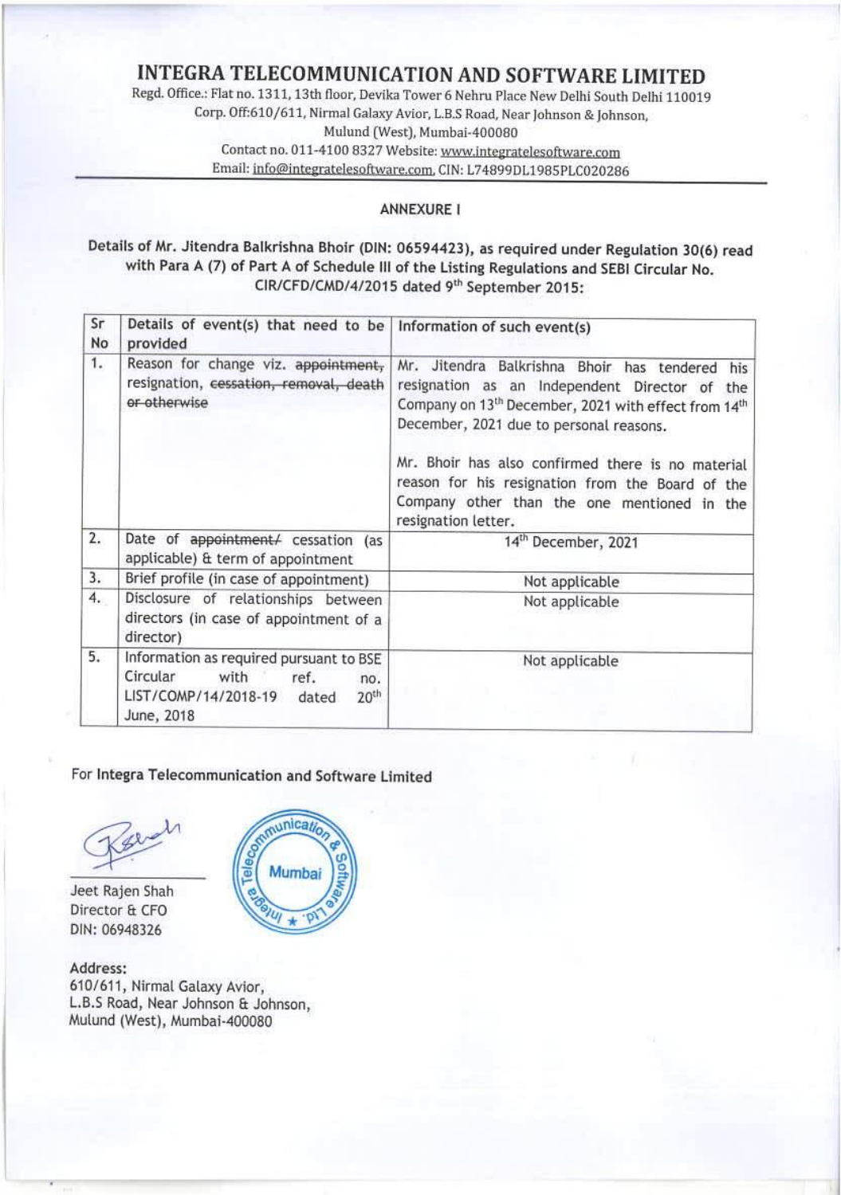# INTEGRA TELECOMMUNICATION AND SOFTWARE LIMITED

Regd. Office.: Flat no. 1311, 13th floor, Devika Tower 6 Nehru Place New Delhi South Delhi 110019
Corp. Off:610/611, Nirmal Galaxy Avior, L.B.S Road, Near Johnson & Johnson,
Mulund (West), Mumbai-400080
Contact no. 011-4100 8327 Website: www.integratelesoftware.com
Email: info@integratelesoftware.com, CIN: L74899DL1985PLC020286

## ANNEXURE I

**Details of Mr. Jitendra Balkrishna Bhoir (DIN: 06594423), as required under Regulation 30(6) read with Para A (7) of Part A of Schedule III of the Listing Regulations and SEBI Circular No. CIR/CFD/CMD/4/2015 dated 9th September 2015:**

| Sr No | Details of event(s) that need to be provided | Information of such event(s) |
|---|---|---|
| 1. | Reason for change viz. ~~appointment,~~ resignation, ~~cessation, removal, death or otherwise~~ | Mr. Jitendra Balkrishna Bhoir has tendered his resignation as an Independent Director of the Company on 13th December, 2021 with effect from 14th December, 2021 due to personal reasons. <br><br> Mr. Bhoir has also confirmed there is no material reason for his resignation from the Board of the Company other than the one mentioned in the resignation letter. |
| 2. | Date of ~~appointment/~~ cessation (as applicable) & term of appointment | 14th December, 2021 |
| 3. | Brief profile (in case of appointment) | Not applicable |
| 4. | Disclosure of relationships between directors (in case of appointment of a director) | Not applicable |
| 5. | Information as required pursuant to BSE Circular with ref. no. LIST/COMP/14/2018-19 dated 20th June, 2018 | Not applicable |

For **Integra Telecommunication and Software Limited**

Jeet Rajen Shah
Director & CFO
DIN: 06948326

**Address:**
610/611, Nirmal Galaxy Avior,
L.B.S Road, Near Johnson & Johnson,
Mulund (West), Mumbai-400080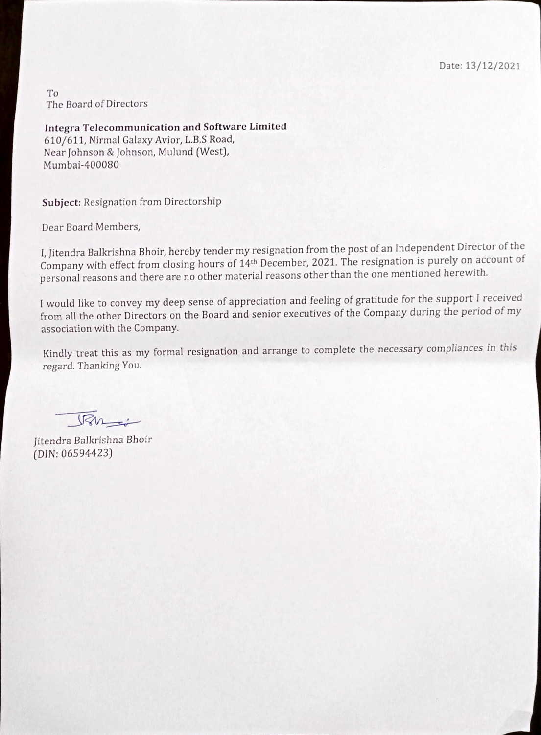Date: 13/12/2021

To
The Board of Directors

**Integra Telecommunication and Software Limited**
610/611, Nirmal Galaxy Avior, L.B.S Road,
Near Johnson & Johnson, Mulund (West),
Mumbai-400080

**Subject:** Resignation from Directorship

Dear Board Members,

I, Jitendra Balkrishna Bhoir, hereby tender my resignation from the post of an Independent Director of the Company with effect from closing hours of 14th December, 2021. The resignation is purely on account of personal reasons and there are no other material reasons other than the one mentioned herewith.

I would like to convey my deep sense of appreciation and feeling of gratitude for the support I received from all the other Directors on the Board and senior executives of the Company during the period of my association with the Company.

Kindly treat this as my formal resignation and arrange to complete the necessary compliances in this regard. Thanking You.

Jitendra Balkrishna Bhoir
(DIN: 06594423)